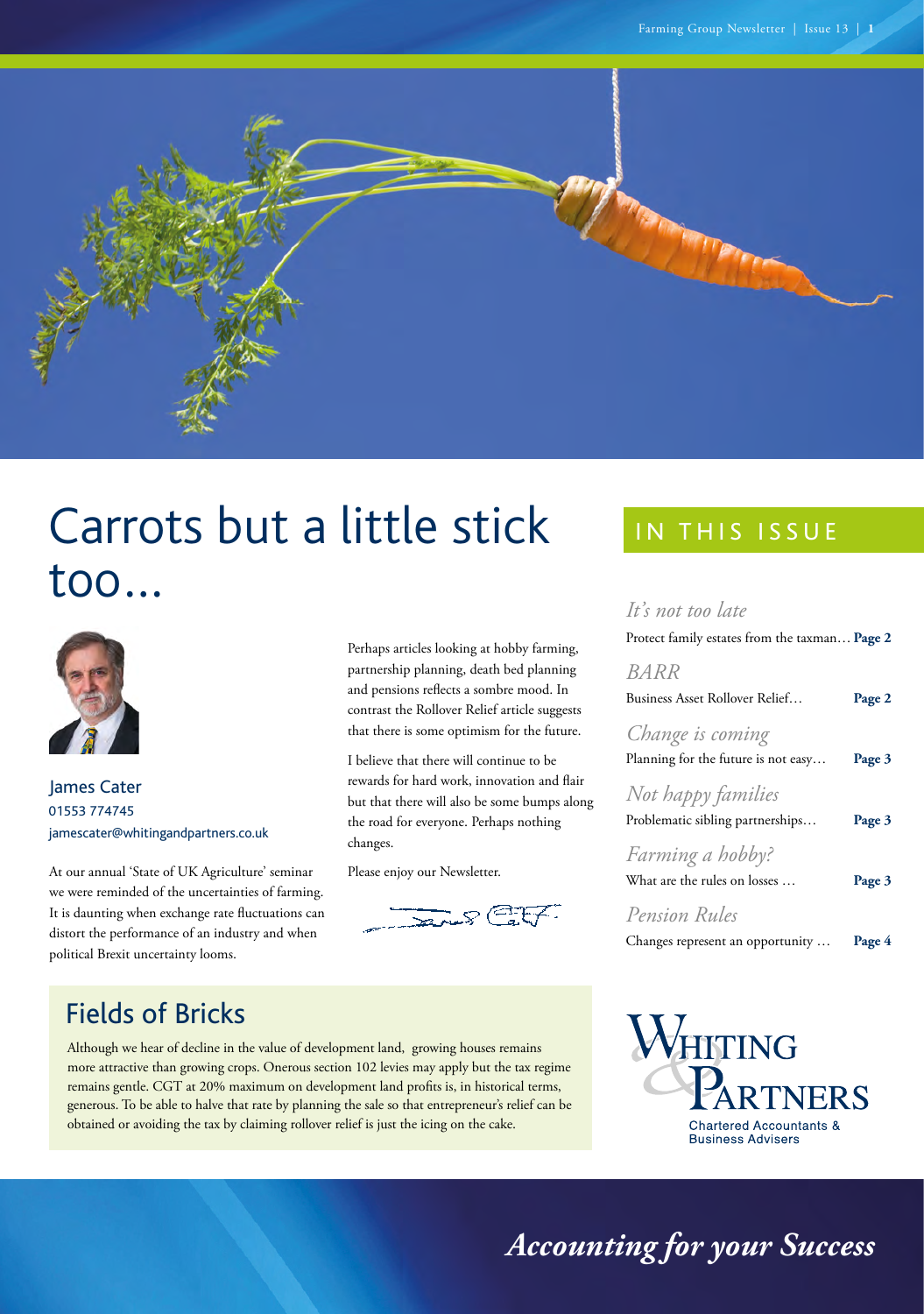# Carrots but a little stick too…

James Cater
01553 774745
jamescater@whitingandpartners.co.uk

At our annual 'State of UK Agriculture' seminar we were reminded of the uncertainties of farming. It is daunting when exchange rate fluctuations can distort the performance of an industry and when political Brexit uncertainty looms.

Perhaps articles looking at hobby farming, partnership planning, death bed planning and pensions reflects a sombre mood. In contrast the Rollover Relief article suggests that there is some optimism for the future.

I believe that there will continue to be rewards for hard work, innovation and flair but that there will also be some bumps along the road for everyone. Perhaps nothing changes.

Please enjoy our Newsletter.

## IN THIS ISSUE

*It's not too late*
Protect family estates from the taxman… **Page 2**

*BARR*
Business Asset Rollover Relief… **Page 2**

*Change is coming*
Planning for the future is not easy… **Page 3**

*Not happy families*
Problematic sibling partnerships… **Page 3**

*Farming a hobby?*
What are the rules on losses … **Page 3**

*Pension Rules*
Changes represent an opportunity … **Page 4**

## Fields of Bricks

Although we hear of decline in the value of development land, growing houses remains more attractive than growing crops. Onerous section 102 levies may apply but the tax regime remains gentle. CGT at 20% maximum on development land profits is, in historical terms, generous. To be able to halve that rate by planning the sale so that entrepreneur's relief can be obtained or avoiding the tax by claiming rollover relief is just the icing on the cake.

Whiting & Partners
Chartered Accountants & Business Advisers

*Accounting for your Success*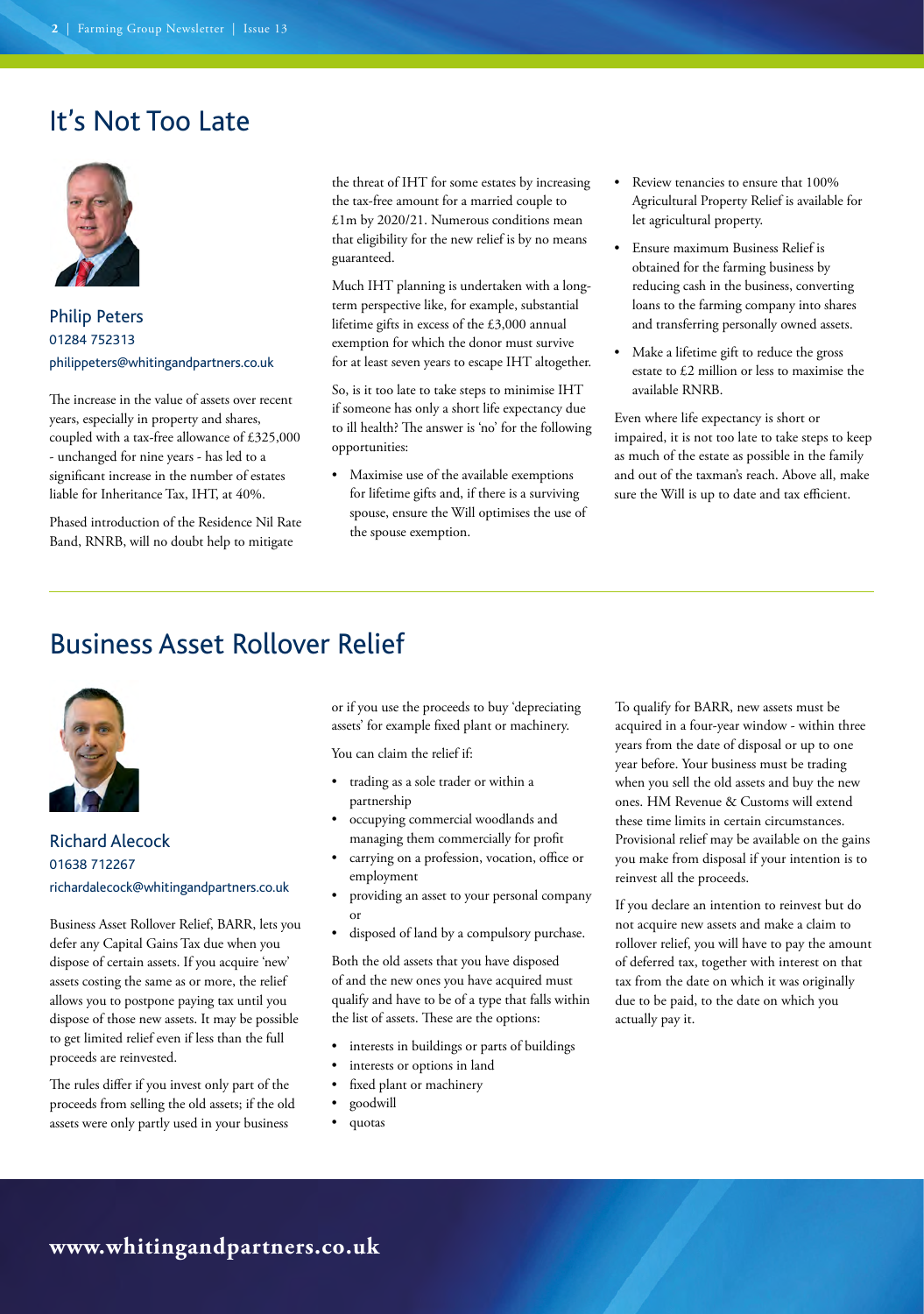## It's Not Too Late

### Philip Peters

01284 752313

philippeters@whitingandpartners.co.uk

The increase in the value of assets over recent years, especially in property and shares, coupled with a tax-free allowance of £325,000 - unchanged for nine years - has led to a significant increase in the number of estates liable for Inheritance Tax, IHT, at 40%.

Phased introduction of the Residence Nil Rate Band, RNRB, will no doubt help to mitigate the threat of IHT for some estates by increasing the tax-free amount for a married couple to £1m by 2020/21. Numerous conditions mean that eligibility for the new relief is by no means guaranteed.

Much IHT planning is undertaken with a long-term perspective like, for example, substantial lifetime gifts in excess of the £3,000 annual exemption for which the donor must survive for at least seven years to escape IHT altogether.

So, is it too late to take steps to minimise IHT if someone has only a short life expectancy due to ill health? The answer is 'no' for the following opportunities:

- Maximise use of the available exemptions for lifetime gifts and, if there is a surviving spouse, ensure the Will optimises the use of the spouse exemption.
- Review tenancies to ensure that 100% Agricultural Property Relief is available for let agricultural property.
- Ensure maximum Business Relief is obtained for the farming business by reducing cash in the business, converting loans to the farming company into shares and transferring personally owned assets.
- Make a lifetime gift to reduce the gross estate to £2 million or less to maximise the available RNRB.

Even where life expectancy is short or impaired, it is not too late to take steps to keep as much of the estate as possible in the family and out of the taxman's reach. Above all, make sure the Will is up to date and tax efficient.

## Business Asset Rollover Relief

### Richard Alecock

01638 712267

richardalecock@whitingandpartners.co.uk

Business Asset Rollover Relief, BARR, lets you defer any Capital Gains Tax due when you dispose of certain assets. If you acquire 'new' assets costing the same as or more, the relief allows you to postpone paying tax until you dispose of those new assets. It may be possible to get limited relief even if less than the full proceeds are reinvested.

The rules differ if you invest only part of the proceeds from selling the old assets; if the old assets were only partly used in your business or if you use the proceeds to buy 'depreciating assets' for example fixed plant or machinery.

You can claim the relief if:

- trading as a sole trader or within a partnership
- occupying commercial woodlands and managing them commercially for profit
- carrying on a profession, vocation, office or employment
- providing an asset to your personal company or
- disposed of land by a compulsory purchase.

Both the old assets that you have disposed of and the new ones you have acquired must qualify and have to be of a type that falls within the list of assets. These are the options:

- interests in buildings or parts of buildings
- interests or options in land
- fixed plant or machinery
- goodwill
- quotas

To qualify for BARR, new assets must be acquired in a four-year window - within three years from the date of disposal or up to one year before. Your business must be trading when you sell the old assets and buy the new ones. HM Revenue & Customs will extend these time limits in certain circumstances. Provisional relief may be available on the gains you make from disposal if your intention is to reinvest all the proceeds.

If you declare an intention to reinvest but do not acquire new assets and make a claim to rollover relief, you will have to pay the amount of deferred tax, together with interest on that tax from the date on which it was originally due to be paid, to the date on which you actually pay it.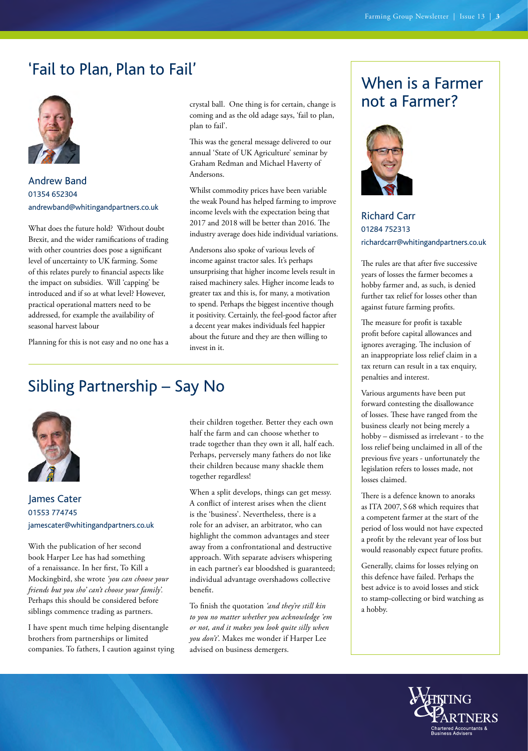## 'Fail to Plan, Plan to Fail'

### Andrew Band
01354 652304
andrewband@whitingandpartners.co.uk

What does the future hold? Without doubt Brexit, and the wider ramifications of trading with other countries does pose a significant level of uncertainty to UK farming. Some of this relates purely to financial aspects like the impact on subsidies. Will 'capping' be introduced and if so at what level? However, practical operational matters need to be addressed, for example the availability of seasonal harvest labour

Planning for this is not easy and no one has a crystal ball. One thing is for certain, change is coming and as the old adage says, 'fail to plan, plan to fail'.

This was the general message delivered to our annual 'State of UK Agriculture' seminar by Graham Redman and Michael Haverty of Andersons.

Whilst commodity prices have been variable the weak Pound has helped farming to improve income levels with the expectation being that 2017 and 2018 will be better than 2016. The industry average does hide individual variations.

Andersons also spoke of various levels of income against tractor sales. It's perhaps unsurprising that higher income levels result in raised machinery sales. Higher income leads to greater tax and this is, for many, a motivation to spend. Perhaps the biggest incentive though it positivity. Certainly, the feel-good factor after a decent year makes individuals feel happier about the future and they are then willing to invest in it.

## Sibling Partnership – Say No

### James Cater
01553 774745
jamescater@whitingandpartners.co.uk

With the publication of her second book Harper Lee has had something of a renaissance. In her first, To Kill a Mockingbird, she wrote *'you can choose your friends but you sho' can't choose your family'.* Perhaps this should be considered before siblings commence trading as partners.

I have spent much time helping disentangle brothers from partnerships or limited companies. To fathers, I caution against tying their children together. Better they each own half the farm and can choose whether to trade together than they own it all, half each. Perhaps, perversely many fathers do not like their children because many shackle them together regardless!

When a split develops, things can get messy. A conflict of interest arises when the client is the 'business'. Nevertheless, there is a role for an adviser, an arbitrator, who can highlight the common advantages and steer away from a confrontational and destructive approach. With separate advisers whispering in each partner's ear bloodshed is guaranteed; individual advantage overshadows collective benefit.

To finish the quotation *'and they're still kin to you no matter whether you acknowledge 'em or not, and it makes you look quite silly when you don't'.* Makes me wonder if Harper Lee advised on business demergers.

## When is a Farmer not a Farmer?

### Richard Carr
01284 752313
richardcarr@whitingandpartners.co.uk

The rules are that after five successive years of losses the farmer becomes a hobby farmer and, as such, is denied further tax relief for losses other than against future farming profits.

The measure for profit is taxable profit before capital allowances and ignores averaging. The inclusion of an inappropriate loss relief claim in a tax return can result in a tax enquiry, penalties and interest.

Various arguments have been put forward contesting the disallowance of losses. These have ranged from the business clearly not being merely a hobby – dismissed as irrelevant - to the loss relief being unclaimed in all of the previous five years - unfortunately the legislation refers to losses made, not losses claimed.

There is a defence known to anoraks as ITA 2007, S 68 which requires that a competent farmer at the start of the period of loss would not have expected a profit by the relevant year of loss but would reasonably expect future profits.

Generally, claims for losses relying on this defence have failed. Perhaps the best advice is to avoid losses and stick to stamp-collecting or bird watching as a hobby.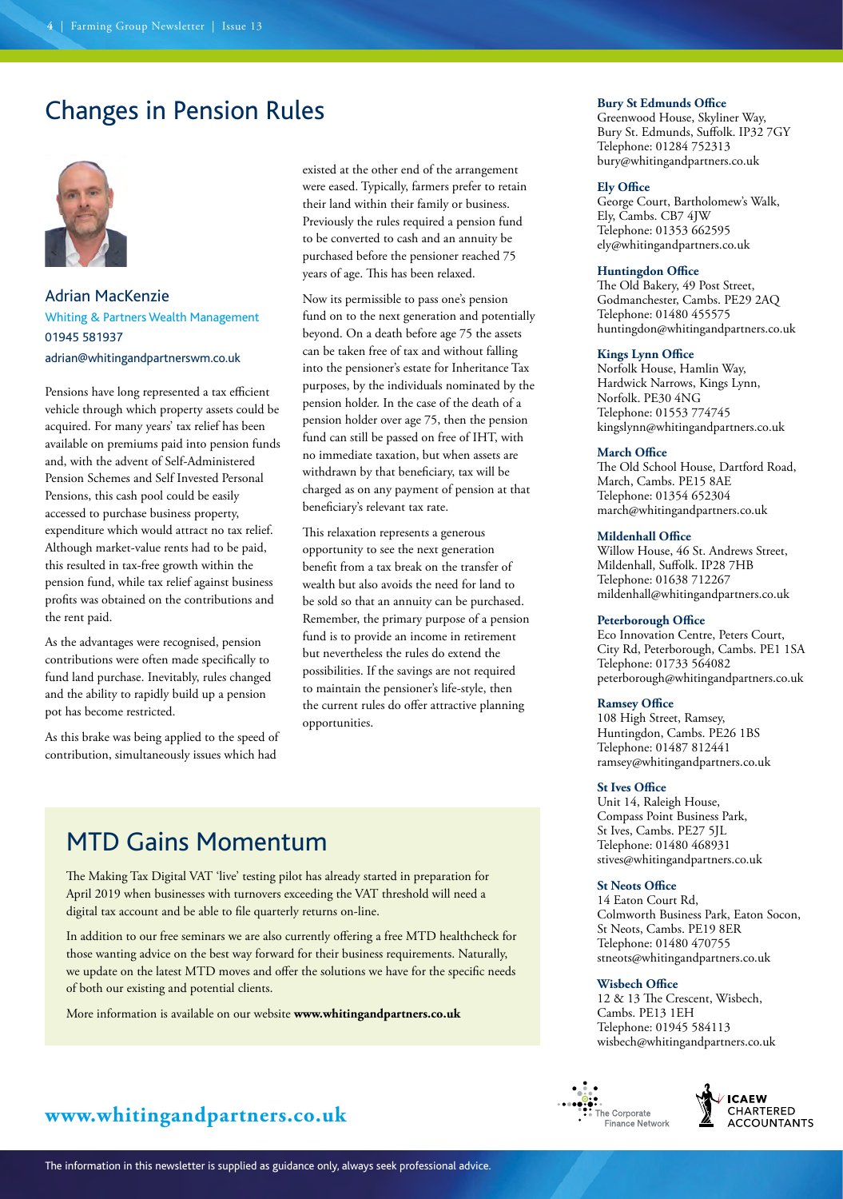## Changes in Pension Rules

Adrian MacKenzie
Whiting & Partners Wealth Management
01945 581937
adrian@whitingandpartnerswm.co.uk

Pensions have long represented a tax efficient vehicle through which property assets could be acquired. For many years' tax relief has been available on premiums paid into pension funds and, with the advent of Self-Administered Pension Schemes and Self Invested Personal Pensions, this cash pool could be easily accessed to purchase business property, expenditure which would attract no tax relief. Although market-value rents had to be paid, this resulted in tax-free growth within the pension fund, while tax relief against business profits was obtained on the contributions and the rent paid.

As the advantages were recognised, pension contributions were often made specifically to fund land purchase. Inevitably, rules changed and the ability to rapidly build up a pension pot has become restricted.

As this brake was being applied to the speed of contribution, simultaneously issues which had existed at the other end of the arrangement were eased. Typically, farmers prefer to retain their land within their family or business. Previously the rules required a pension fund to be converted to cash and an annuity be purchased before the pensioner reached 75 years of age. This has been relaxed.

Now its permissible to pass one's pension fund on to the next generation and potentially beyond. On a death before age 75 the assets can be taken free of tax and without falling into the pensioner's estate for Inheritance Tax purposes, by the individuals nominated by the pension holder. In the case of the death of a pension holder over age 75, then the pension fund can still be passed on free of IHT, with no immediate taxation, but when assets are withdrawn by that beneficiary, tax will be charged as on any payment of pension at that beneficiary's relevant tax rate.

This relaxation represents a generous opportunity to see the next generation benefit from a tax break on the transfer of wealth but also avoids the need for land to be sold so that an annuity can be purchased. Remember, the primary purpose of a pension fund is to provide an income in retirement but nevertheless the rules do extend the possibilities. If the savings are not required to maintain the pensioner's life-style, then the current rules do offer attractive planning opportunities.

## MTD Gains Momentum

The Making Tax Digital VAT 'live' testing pilot has already started in preparation for April 2019 when businesses with turnovers exceeding the VAT threshold will need a digital tax account and be able to file quarterly returns on-line.

In addition to our free seminars we are also currently offering a free MTD healthcheck for those wanting advice on the best way forward for their business requirements. Naturally, we update on the latest MTD moves and offer the solutions we have for the specific needs of both our existing and potential clients.

More information is available on our website **www.whitingandpartners.co.uk**

**Bury St Edmunds Office**
Greenwood House, Skyliner Way,
Bury St. Edmunds, Suffolk. IP32 7GY
Telephone: 01284 752313
bury@whitingandpartners.co.uk

**Ely Office**
George Court, Bartholomew's Walk,
Ely, Cambs. CB7 4JW
Telephone: 01353 662595
ely@whitingandpartners.co.uk

**Huntingdon Office**
The Old Bakery, 49 Post Street,
Godmanchester, Cambs. PE29 2AQ
Telephone: 01480 455575
huntingdon@whitingandpartners.co.uk

**Kings Lynn Office**
Norfolk House, Hamlin Way,
Hardwick Narrows, Kings Lynn,
Norfolk. PE30 4NG
Telephone: 01553 774745
kingslynn@whitingandpartners.co.uk

**March Office**
The Old School House, Dartford Road,
March, Cambs. PE15 8AE
Telephone: 01354 652304
march@whitingandpartners.co.uk

**Mildenhall Office**
Willow House, 46 St. Andrews Street,
Mildenhall, Suffolk. IP28 7HB
Telephone: 01638 712267
mildenhall@whitingandpartners.co.uk

**Peterborough Office**
Eco Innovation Centre, Peters Court,
City Rd, Peterborough, Cambs. PE1 1SA
Telephone: 01733 564082
peterborough@whitingandpartners.co.uk

**Ramsey Office**
108 High Street, Ramsey,
Huntingdon, Cambs. PE26 1BS
Telephone: 01487 812441
ramsey@whitingandpartners.co.uk

**St Ives Office**
Unit 14, Raleigh House,
Compass Point Business Park,
St Ives, Cambs. PE27 5JL
Telephone: 01480 468931
stives@whitingandpartners.co.uk

**St Neots Office**
14 Eaton Court Rd,
Colmworth Business Park, Eaton Socon,
St Neots, Cambs. PE19 8ER
Telephone: 01480 470755
stneots@whitingandpartners.co.uk

**Wisbech Office**
12 & 13 The Crescent, Wisbech,
Cambs. PE13 1EH
Telephone: 01945 584113
wisbech@whitingandpartners.co.uk

**www.whitingandpartners.co.uk**

The Corporate Finance Network

ICAEW CHARTERED ACCOUNTANTS

The information in this newsletter is supplied as guidance only, always seek professional advice.